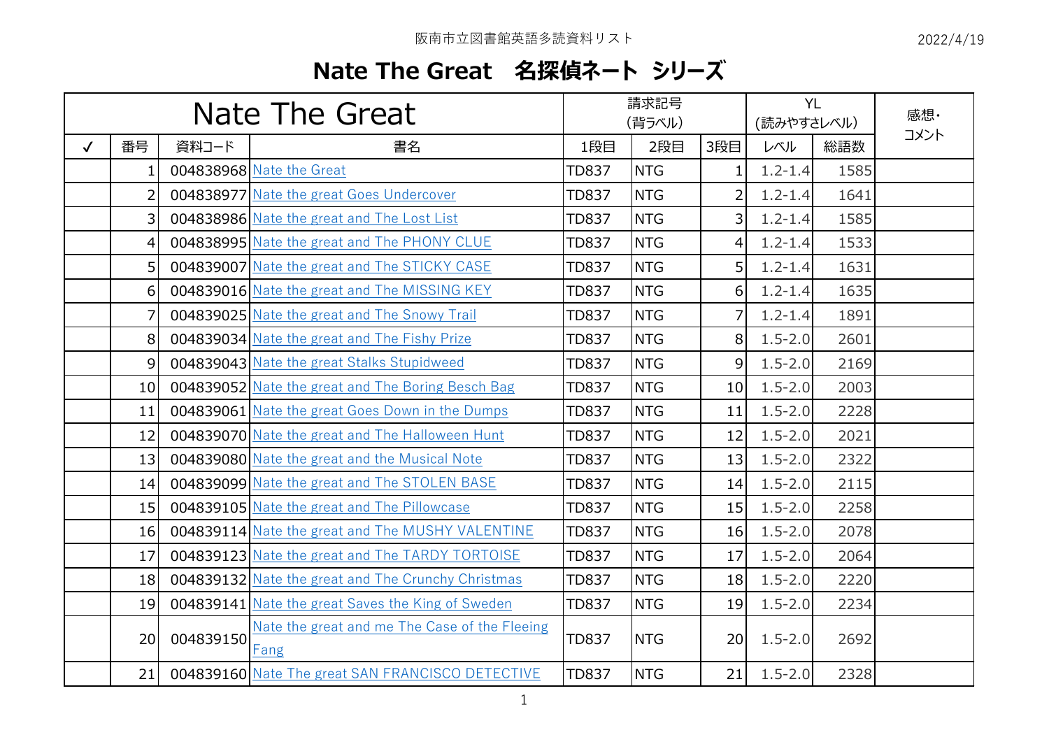阪南市立図書館英語多読資料リスト

2022/4/19

# Nate The Great　名探偵ネート シリーズ

| Nate The Great | | | | 請求記号（背ラベル） | | | YL（読みやすさレベル） | | 感想・コメント |
|---|---|---|---|---|---|---|---|---|---|
| ✓ | 番号 | 資料コード | 書名 | 1段目 | 2段目 | 3段目 | レベル | 総語数 | |
| | 1 | 004838968 | Nate the Great | TD837 | NTG | 1 | 1.2-1.4 | 1585 | |
| | 2 | 004838977 | Nate the great Goes Undercover | TD837 | NTG | 2 | 1.2-1.4 | 1641 | |
| | 3 | 004838986 | Nate the great and The Lost List | TD837 | NTG | 3 | 1.2-1.4 | 1585 | |
| | 4 | 004838995 | Nate the great and The PHONY CLUE | TD837 | NTG | 4 | 1.2-1.4 | 1533 | |
| | 5 | 004839007 | Nate the great and The STICKY CASE | TD837 | NTG | 5 | 1.2-1.4 | 1631 | |
| | 6 | 004839016 | Nate the great and The MISSING KEY | TD837 | NTG | 6 | 1.2-1.4 | 1635 | |
| | 7 | 004839025 | Nate the great and The Snowy Trail | TD837 | NTG | 7 | 1.2-1.4 | 1891 | |
| | 8 | 004839034 | Nate the great and The Fishy Prize | TD837 | NTG | 8 | 1.5-2.0 | 2601 | |
| | 9 | 004839043 | Nate the great Stalks Stupidweed | TD837 | NTG | 9 | 1.5-2.0 | 2169 | |
| | 10 | 004839052 | Nate the great and The Boring Besch Bag | TD837 | NTG | 10 | 1.5-2.0 | 2003 | |
| | 11 | 004839061 | Nate the great Goes Down in the Dumps | TD837 | NTG | 11 | 1.5-2.0 | 2228 | |
| | 12 | 004839070 | Nate the great and The Halloween Hunt | TD837 | NTG | 12 | 1.5-2.0 | 2021 | |
| | 13 | 004839080 | Nate the great and the Musical Note | TD837 | NTG | 13 | 1.5-2.0 | 2322 | |
| | 14 | 004839099 | Nate the great and The STOLEN BASE | TD837 | NTG | 14 | 1.5-2.0 | 2115 | |
| | 15 | 004839105 | Nate the great and The Pillowcase | TD837 | NTG | 15 | 1.5-2.0 | 2258 | |
| | 16 | 004839114 | Nate the great and The MUSHY VALENTINE | TD837 | NTG | 16 | 1.5-2.0 | 2078 | |
| | 17 | 004839123 | Nate the great and The TARDY TORTOISE | TD837 | NTG | 17 | 1.5-2.0 | 2064 | |
| | 18 | 004839132 | Nate the great and The Crunchy Christmas | TD837 | NTG | 18 | 1.5-2.0 | 2220 | |
| | 19 | 004839141 | Nate the great Saves the King of Sweden | TD837 | NTG | 19 | 1.5-2.0 | 2234 | |
| | 20 | 004839150 | Nate the great and me The Case of the Fleeing Fang | TD837 | NTG | 20 | 1.5-2.0 | 2692 | |
| | 21 | 004839160 | Nate The great SAN FRANCISCO DETECTIVE | TD837 | NTG | 21 | 1.5-2.0 | 2328 | |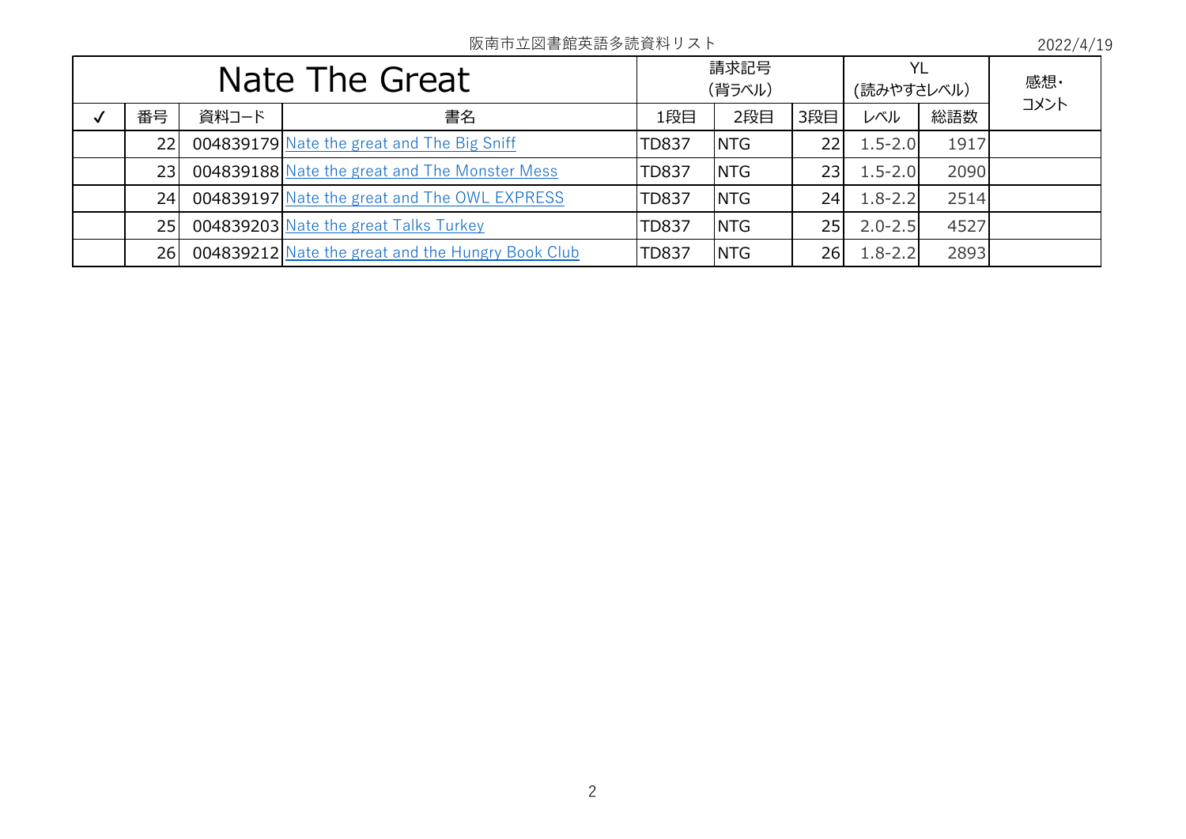阪南市立図書館英語多読資料リスト

2022/4/19

| Nate The Great | | | | 請求記号 (背ラベル) | | | YL (読みやすさレベル) | | 感想・コメント |
|---|---|---|---|---|---|---|---|---|---|
| ✓ | 番号 | 資料コード | 書名 | 1段目 | 2段目 | 3段目 | レベル | 総語数 | |
| | 22 | 004839179 | Nate the great and The Big Sniff | TD837 | NTG | 22 | 1.5-2.0 | 1917 | |
| | 23 | 004839188 | Nate the great and The Monster Mess | TD837 | NTG | 23 | 1.5-2.0 | 2090 | |
| | 24 | 004839197 | Nate the great and The OWL EXPRESS | TD837 | NTG | 24 | 1.8-2.2 | 2514 | |
| | 25 | 004839203 | Nate the great Talks Turkey | TD837 | NTG | 25 | 2.0-2.5 | 4527 | |
| | 26 | 004839212 | Nate the great and the Hungry Book Club | TD837 | NTG | 26 | 1.8-2.2 | 2893 | |